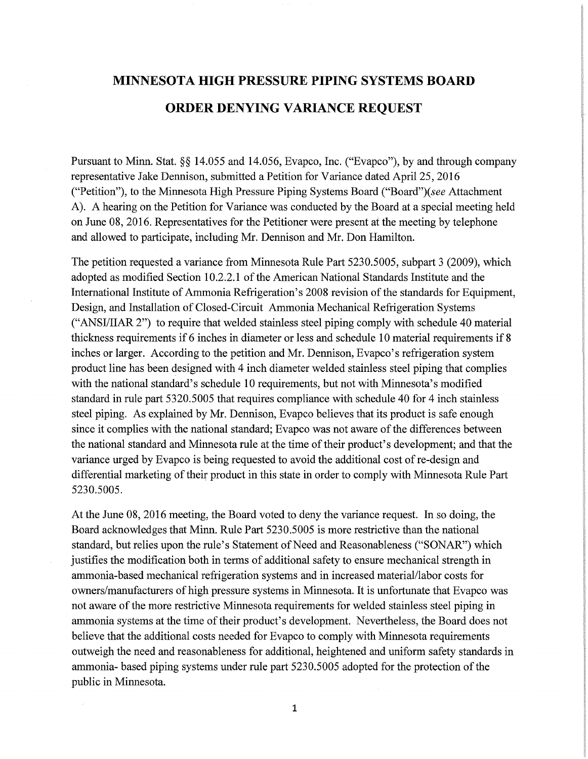# MINNESOTA HIGH PRESSURE PIPING SYSTEMS BOARD

# ORDER DENYING VARIANCE REQUEST

Pursuant to Minn. Stat. §§ 14.055 and 14.056, Evapco, Inc. ("Evapco"), by and through company representative Jake Dennison, submitted a Petition for Variance dated April 25, 2016 ("Petition"), to the Minnesota High Pressure Piping Systems Board ("Board")(*see* Attachment A). A hearing on the Petition for Variance was conducted by the Board at a special meeting held on June 08, 2016. Representatives for the Petitioner were present at the meeting by telephone and allowed to participate, including Mr. Dennison and Mr. Don Hamilton.

The petition requested a variance from Minnesota Rule Part 5230.5005, subpart 3 (2009), which adopted as modified Section 10.2.2.1 of the American National Standards Institute and the International Institute of Ammonia Refrigeration's 2008 revision of the standards for Equipment, Design, and Installation of Closed-Circuit Ammonia Mechanical Refrigeration Systems ("ANSI/IIAR 2") to require that welded stainless steel piping comply with schedule 40 material thickness requirements if 6 inches in diameter or less and schedule 10 material requirements if 8 inches or larger. According to the petition and Mr. Dennison, Evapco's refrigeration system product line has been designed with 4 inch diameter welded stainless steel piping that complies with the national standard's schedule 10 requirements, but not with Minnesota's modified standard in rule part 5320.5005 that requires compliance with schedule 40 for 4 inch stainless steel piping. As explained by Mr. Dennison, Evapco believes that its product is safe enough since it complies with the national standard; Evapco was not aware of the differences between the national standard and Minnesota rule at the time of their product's development; and that the variance urged by Evapco is being requested to avoid the additional cost of re-design and differential marketing of their product in this state in order to comply with Minnesota Rule Part 5230.5005.

At the June 08, 2016 meeting, the Board voted to deny the variance request. In so doing, the Board acknowledges that Minn. Rule Part 5230.5005 is more restrictive than the national standard, but relies upon the rule's Statement of Need and Reasonableness ("SONAR") which justifies the modification both in terms of additional safety to ensure mechanical strength in ammonia-based mechanical refrigeration systems and in increased material/labor costs for owners/manufacturers of high pressure systems in Minnesota. It is unfortunate that Evapco was not aware of the more restrictive Minnesota requirements for welded stainless steel piping in ammonia systems at the time of their product's development. Nevertheless, the Board does not believe that the additional costs needed for Evapco to comply with Minnesota requirements outweigh the need and reasonableness for additional, heightened and uniform safety standards in ammonia- based piping systems under rule part 5230.5005 adopted for the protection of the public in Minnesota.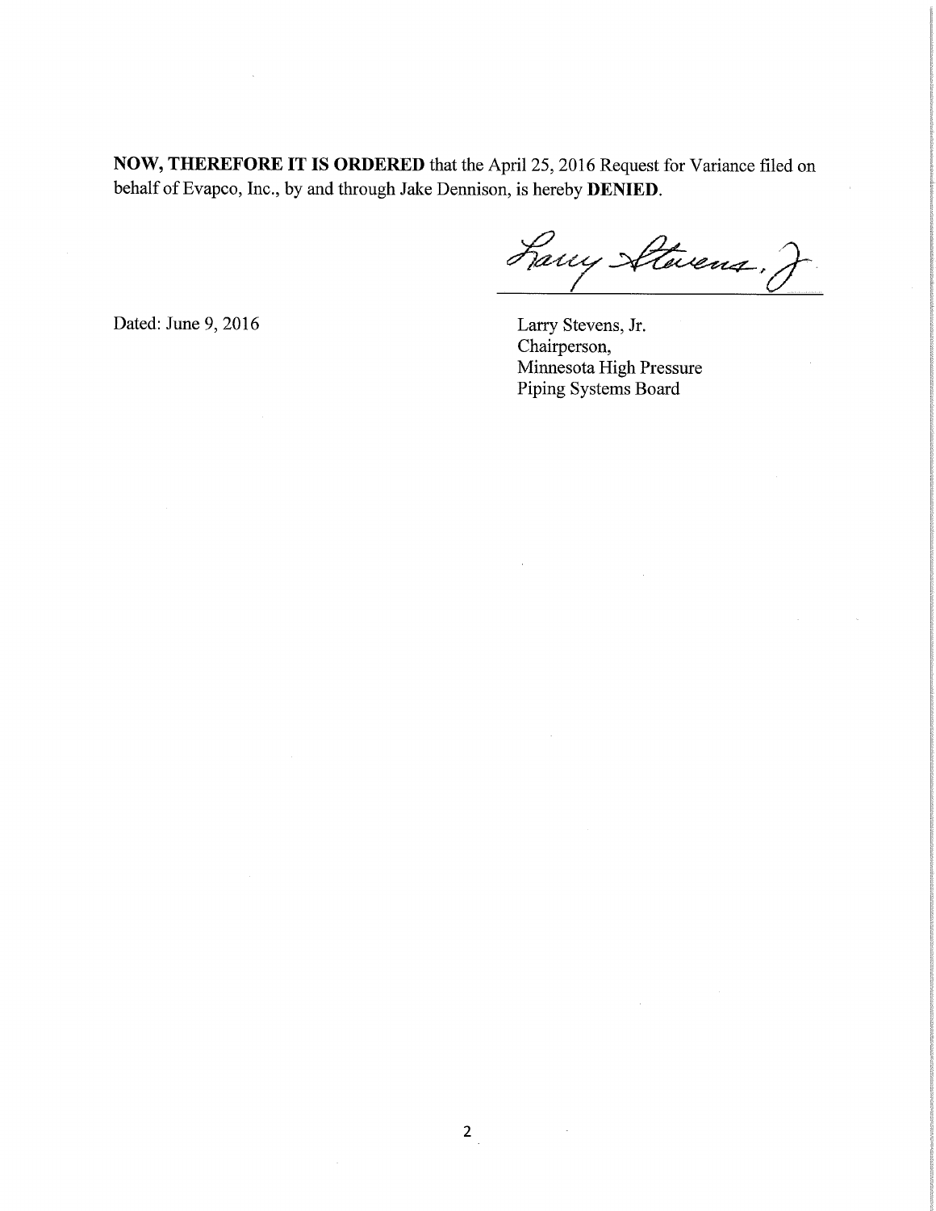**NOW, THEREFORE IT IS ORDERED** that the April 25, 2016 Request for Variance filed on behalf of Evapco, Inc., by and through Jake Dennison, is hereby **DENIED**.

Dated: June 9, 2016

Larry Stevens, Jr.
Chairperson,
Minnesota High Pressure
Piping Systems Board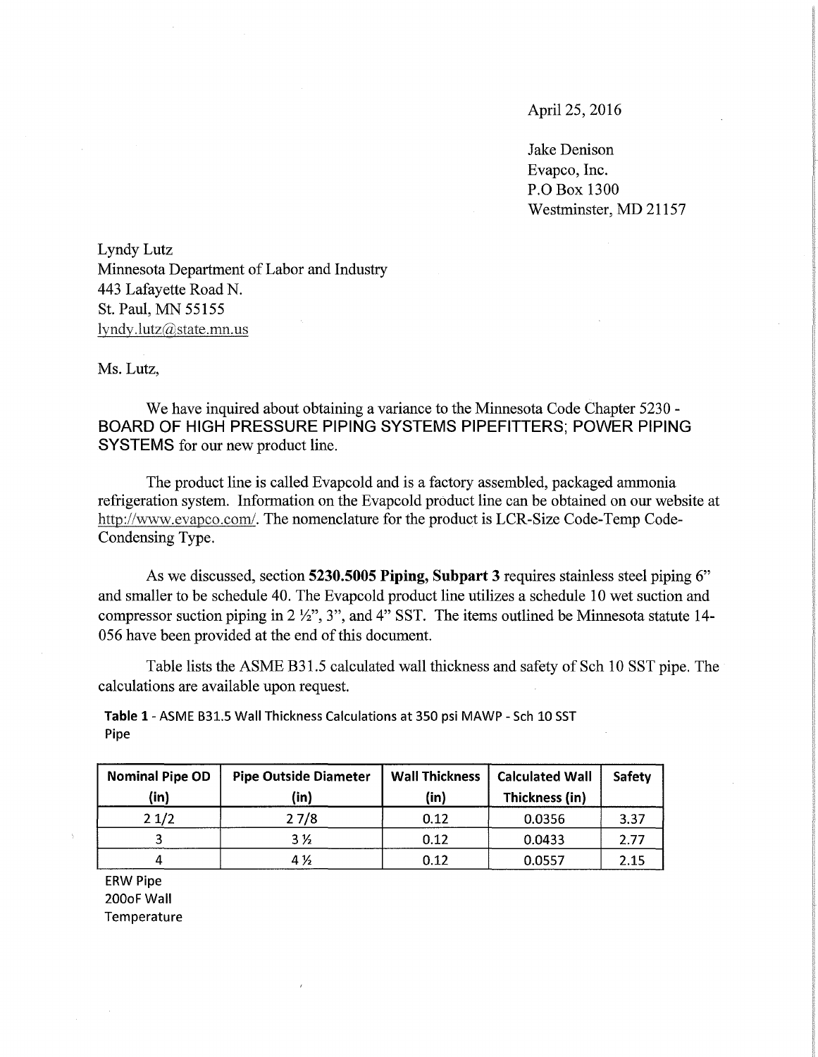April 25, 2016

Jake Denison
Evapco, Inc.
P.O Box 1300
Westminster, MD 21157

Lyndy Lutz
Minnesota Department of Labor and Industry
443 Lafayette Road N.
St. Paul, MN 55155
lyndy.lutz@state.mn.us

Ms. Lutz,

We have inquired about obtaining a variance to the Minnesota Code Chapter 5230 - BOARD OF HIGH PRESSURE PIPING SYSTEMS PIPEFITTERS; POWER PIPING SYSTEMS for our new product line.

The product line is called Evapcold and is a factory assembled, packaged ammonia refrigeration system. Information on the Evapcold product line can be obtained on our website at http://www.evapco.com/. The nomenclature for the product is LCR-Size Code-Temp Code-Condensing Type.

As we discussed, section **5230.5005 Piping, Subpart 3** requires stainless steel piping 6" and smaller to be schedule 40. The Evapcold product line utilizes a schedule 10 wet suction and compressor suction piping in 2 ½", 3", and 4" SST. The items outlined be Minnesota statute 14-056 have been provided at the end of this document.

Table lists the ASME B31.5 calculated wall thickness and safety of Sch 10 SST pipe. The calculations are available upon request.

**Table 1** - ASME B31.5 Wall Thickness Calculations at 350 psi MAWP - Sch 10 SST Pipe

| Nominal Pipe OD (in) | Pipe Outside Diameter (in) | Wall Thickness (in) | Calculated Wall Thickness (in) | Safety |
|---|---|---|---|---|
| 2 1/2 | 2 7/8 | 0.12 | 0.0356 | 3.37 |
| 3 | 3 ½ | 0.12 | 0.0433 | 2.77 |
| 4 | 4 ½ | 0.12 | 0.0557 | 2.15 |

ERW Pipe
200oF Wall Temperature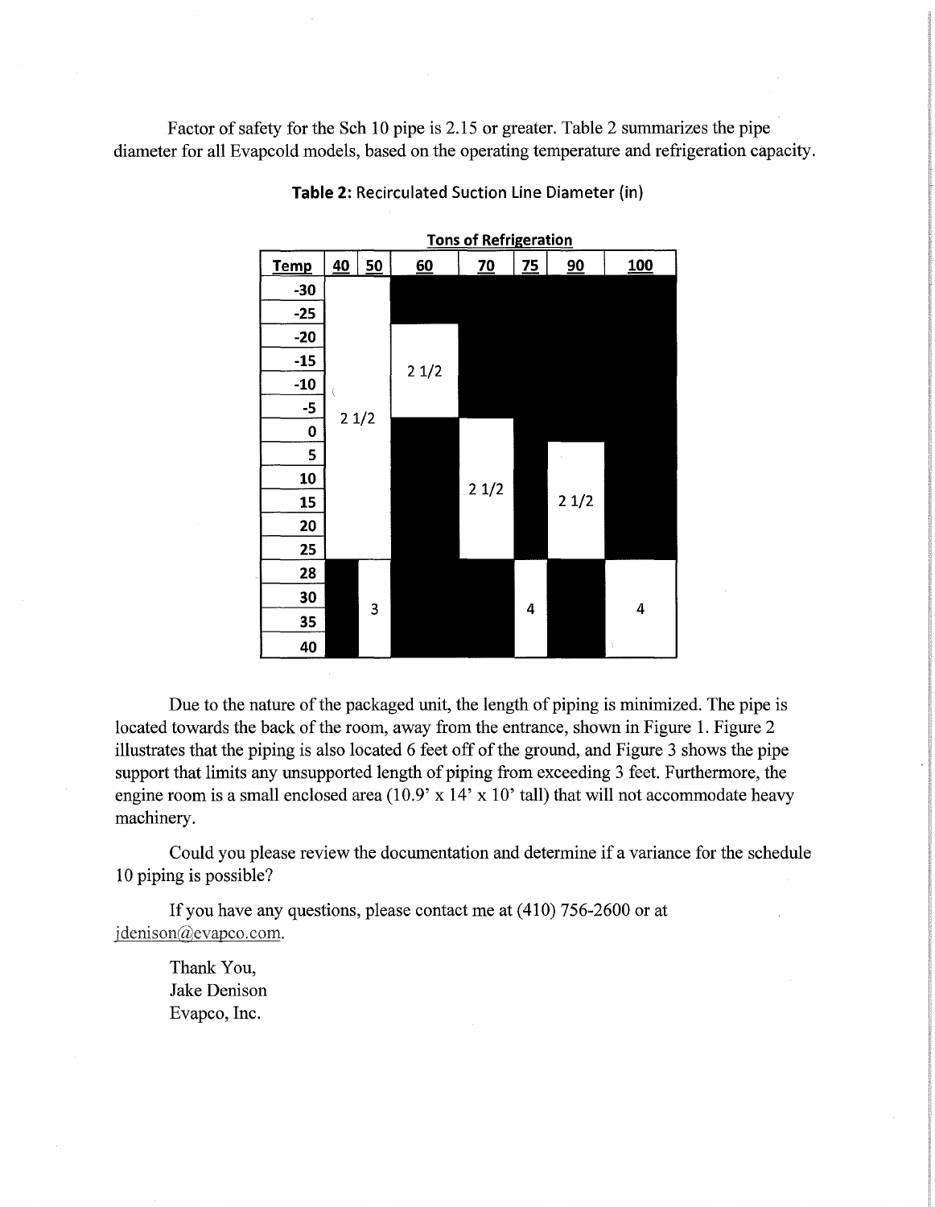Factor of safety for the Sch 10 pipe is 2.15 or greater. Table 2 summarizes the pipe diameter for all Evapcold models, based on the operating temperature and refrigeration capacity.

**Table 2:** Recirculated Suction Line Diameter (in)

| | Tons of Refrigeration | | | | | | |
|---|---|---|---|---|---|---|---|
| **Temp** | **40** | **50** | **60** | **70** | **75** | **90** | **100** |
| -30 | 2 1/2 | 2 1/2 | | | | | |
| -25 | 2 1/2 | 2 1/2 | | | | | |
| -20 | 2 1/2 | 2 1/2 | 2 1/2 | | | | |
| -15 | 2 1/2 | 2 1/2 | 2 1/2 | | | | |
| -10 | 2 1/2 | 2 1/2 | 2 1/2 | | | | |
| -5 | 2 1/2 | 2 1/2 | 2 1/2 | | | | |
| 0 | 2 1/2 | 2 1/2 | | 2 1/2 | | | |
| 5 | 2 1/2 | 2 1/2 | | 2 1/2 | | 2 1/2 | |
| 10 | 2 1/2 | 2 1/2 | | 2 1/2 | | 2 1/2 | |
| 15 | 2 1/2 | 2 1/2 | | 2 1/2 | | 2 1/2 | |
| 20 | 2 1/2 | 2 1/2 | | 2 1/2 | | 2 1/2 | |
| 25 | 2 1/2 | 2 1/2 | | 2 1/2 | | 2 1/2 | |
| 28 | | 3 | | | 4 | | 4 |
| 30 | | 3 | | | 4 | | 4 |
| 35 | | 3 | | | 4 | | 4 |
| 40 | | 3 | | | 4 | | 4 |

Due to the nature of the packaged unit, the length of piping is minimized. The pipe is located towards the back of the room, away from the entrance, shown in Figure 1. Figure 2 illustrates that the piping is also located 6 feet off of the ground, and Figure 3 shows the pipe support that limits any unsupported length of piping from exceeding 3 feet. Furthermore, the engine room is a small enclosed area (10.9' x 14' x 10' tall) that will not accommodate heavy machinery.

Could you please review the documentation and determine if a variance for the schedule 10 piping is possible?

If you have any questions, please contact me at (410) 756-2600 or at jdenison@evapco.com.

Thank You,
Jake Denison
Evapco, Inc.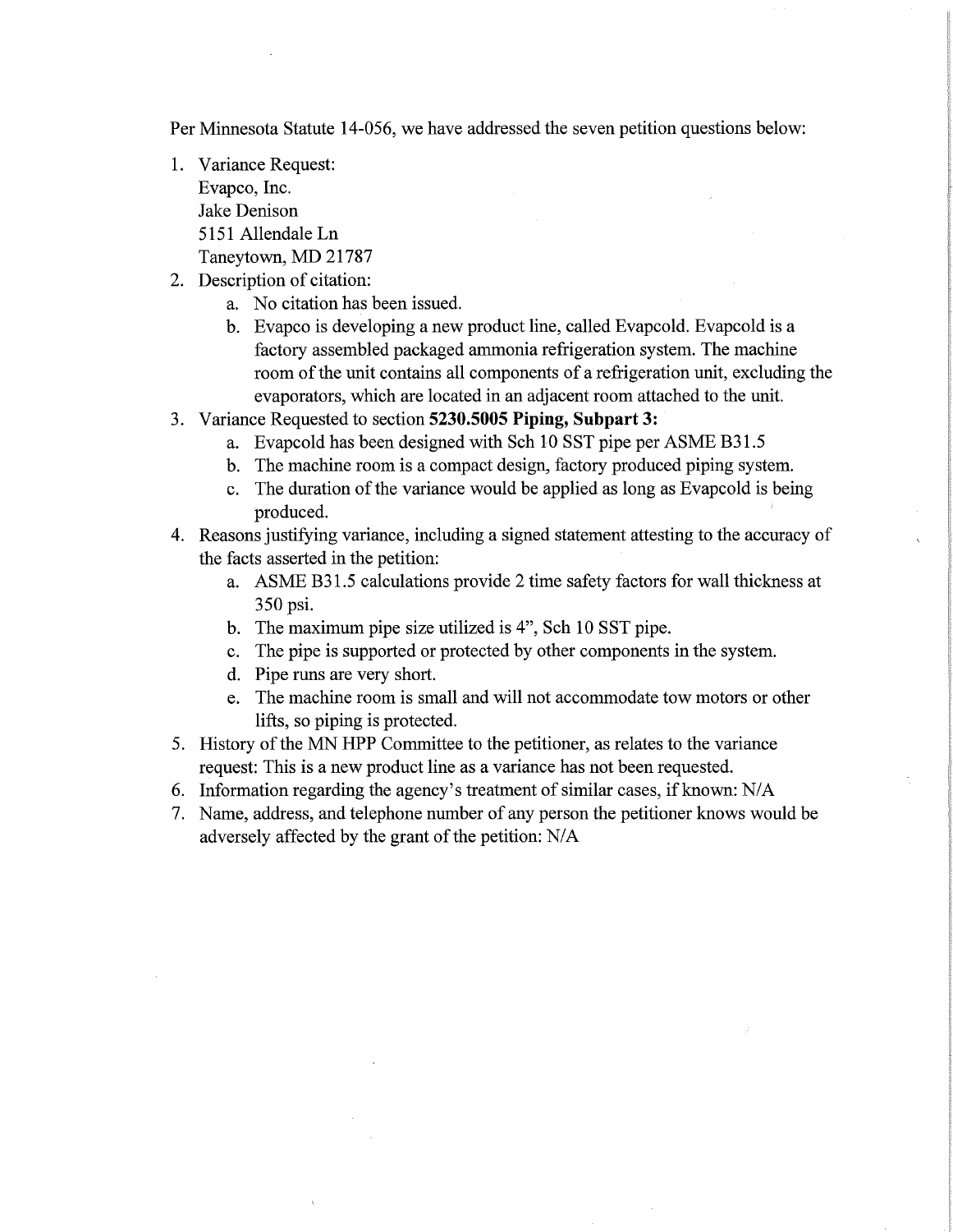Per Minnesota Statute 14-056, we have addressed the seven petition questions below:

1. Variance Request:
   Evapco, Inc.
   Jake Denison
   5151 Allendale Ln
   Taneytown, MD 21787
2. Description of citation:
   a. No citation has been issued.
   b. Evapco is developing a new product line, called Evapcold. Evapcold is a factory assembled packaged ammonia refrigeration system. The machine room of the unit contains all components of a refrigeration unit, excluding the evaporators, which are located in an adjacent room attached to the unit.
3. Variance Requested to section **5230.5005 Piping, Subpart 3:**
   a. Evapcold has been designed with Sch 10 SST pipe per ASME B31.5
   b. The machine room is a compact design, factory produced piping system.
   c. The duration of the variance would be applied as long as Evapcold is being produced.
4. Reasons justifying variance, including a signed statement attesting to the accuracy of the facts asserted in the petition:
   a. ASME B31.5 calculations provide 2 time safety factors for wall thickness at 350 psi.
   b. The maximum pipe size utilized is 4", Sch 10 SST pipe.
   c. The pipe is supported or protected by other components in the system.
   d. Pipe runs are very short.
   e. The machine room is small and will not accommodate tow motors or other lifts, so piping is protected.
5. History of the MN HPP Committee to the petitioner, as relates to the variance request: This is a new product line as a variance has not been requested.
6. Information regarding the agency's treatment of similar cases, if known: N/A
7. Name, address, and telephone number of any person the petitioner knows would be adversely affected by the grant of the petition: N/A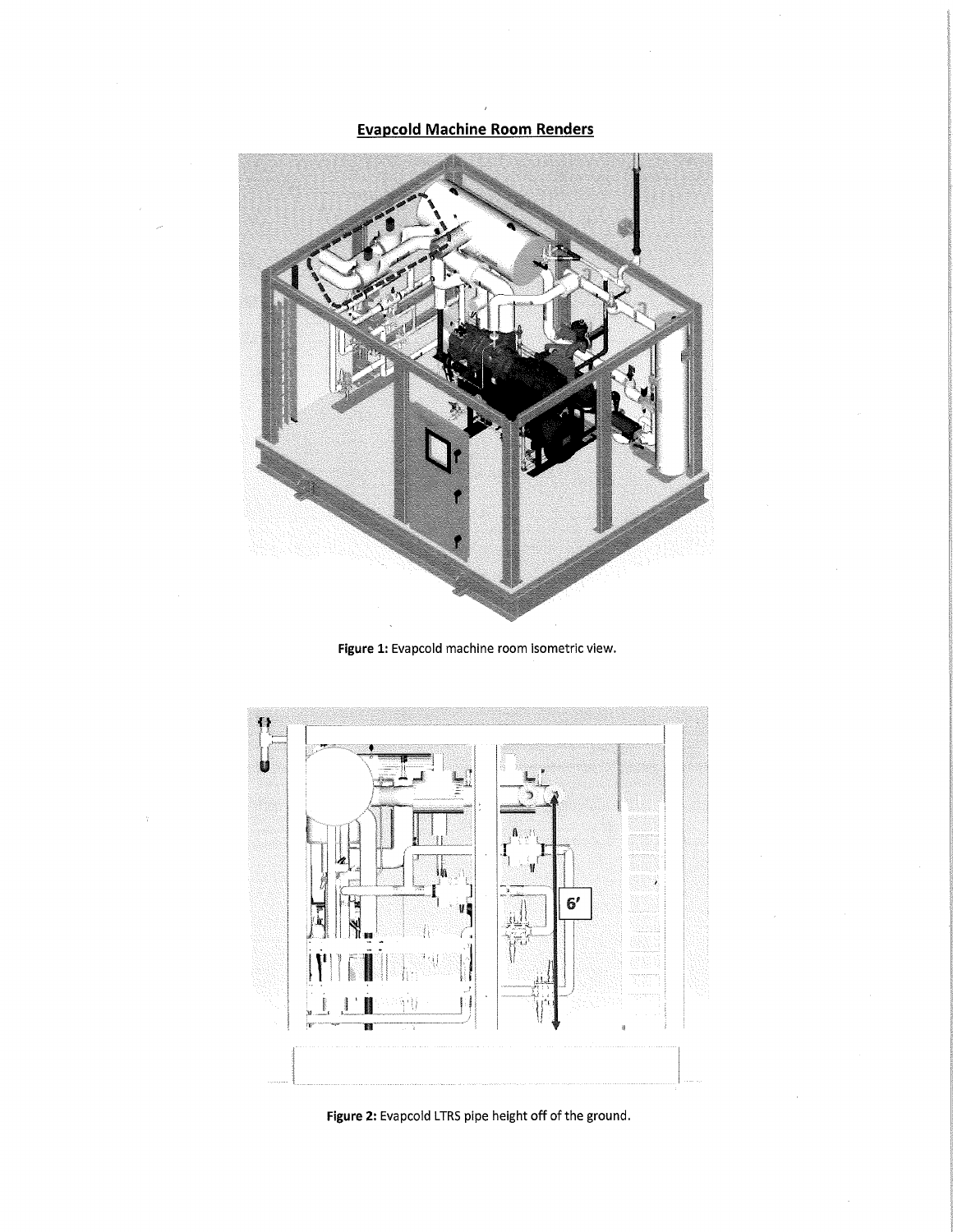## Evapcold Machine Room Renders

**Figure 1:** Evapcold machine room isometric view.

**Figure 2:** Evapcold LTRS pipe height off of the ground.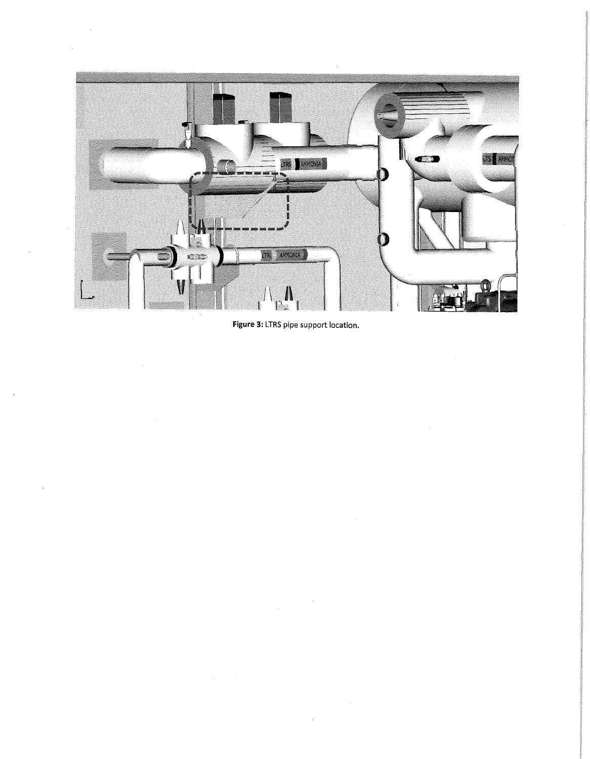**Figure 3:** LTRS pipe support location.